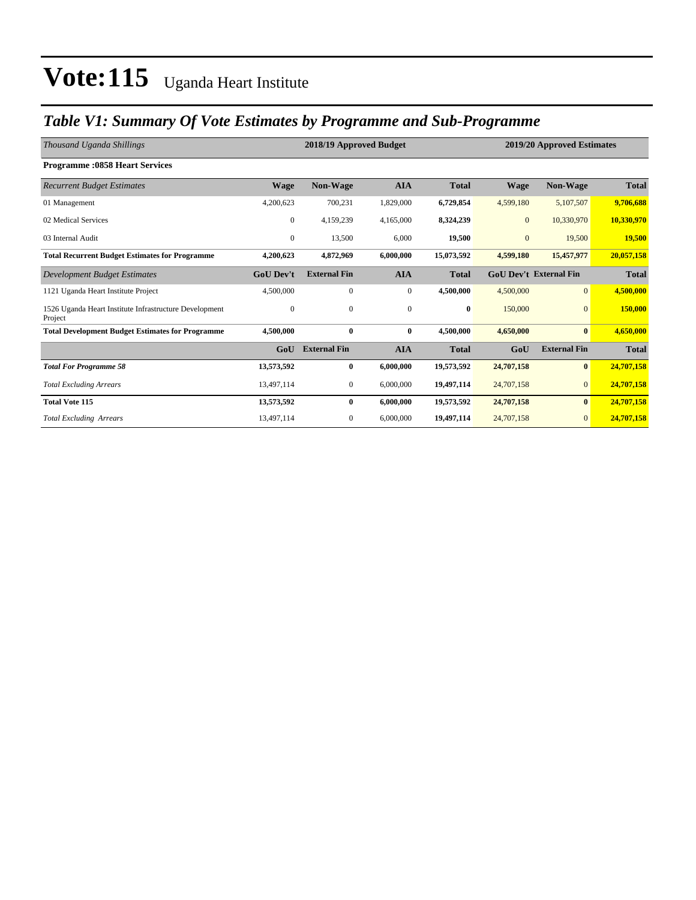# Vote:115 Uganda Heart Institute

## *Table V1: Summary Of Vote Estimates by Programme and Sub-Programme*

| *Thousand Uganda Shillings* | 2018/19 Approved Budget | | | | 2019/20 Approved Estimates | | |
|---|---|---|---|---|---|---|---|
| **Programme :0858 Heart Services** | | | | | | | |
| *Recurrent Budget Estimates* | **Wage** | **Non-Wage** | **AIA** | **Total** | **Wage** | **Non-Wage** | **Total** |
| 01 Management | 4,200,623 | 700,231 | 1,829,000 | **6,729,854** | 4,599,180 | 5,107,507 | **9,706,688** |
| 02 Medical Services | 0 | 4,159,239 | 4,165,000 | **8,324,239** | 0 | 10,330,970 | **10,330,970** |
| 03 Internal Audit | 0 | 13,500 | 6,000 | **19,500** | 0 | 19,500 | **19,500** |
| **Total Recurrent Budget Estimates for Programme** | **4,200,623** | **4,872,969** | **6,000,000** | **15,073,592** | **4,599,180** | **15,457,977** | **20,057,158** |
| *Development Budget Estimates* | **GoU Dev't** | **External Fin** | **AIA** | **Total** | **GoU Dev't** | **External Fin** | **Total** |
| 1121 Uganda Heart Institute Project | 4,500,000 | 0 | 0 | **4,500,000** | 4,500,000 | 0 | **4,500,000** |
| 1526 Uganda Heart Institute Infrastructure Development Project | 0 | 0 | 0 | **0** | 150,000 | 0 | **150,000** |
| **Total Development Budget Estimates for Programme** | **4,500,000** | **0** | **0** | **4,500,000** | **4,650,000** | **0** | **4,650,000** |
| | **GoU** | **External Fin** | **AIA** | **Total** | **GoU** | **External Fin** | **Total** |
| ***Total For Programme 58*** | **13,573,592** | **0** | **6,000,000** | **19,573,592** | **24,707,158** | **0** | **24,707,158** |
| *Total Excluding Arrears* | 13,497,114 | 0 | 6,000,000 | **19,497,114** | 24,707,158 | 0 | **24,707,158** |
| **Total Vote 115** | **13,573,592** | **0** | **6,000,000** | **19,573,592** | **24,707,158** | **0** | **24,707,158** |
| *Total Excluding Arrears* | 13,497,114 | 0 | 6,000,000 | **19,497,114** | 24,707,158 | 0 | **24,707,158** |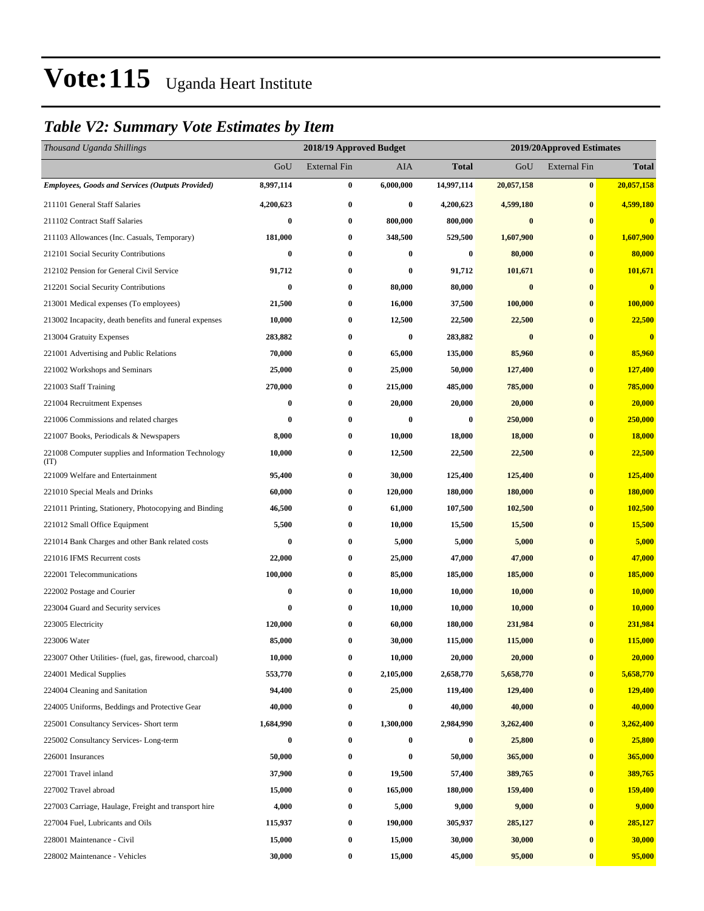# Vote:115 Uganda Heart Institute

## *Table V2: Summary Vote Estimates by Item*

| *Thousand Uganda Shillings* | 2018/19 Approved Budget | | | | 2019/20Approved Estimates | | |
|---|---|---|---|---|---|---|---|
| | GoU | External Fin | AIA | **Total** | GoU | External Fin | **Total** |
| ***Employees, Goods and Services (Outputs Provided)*** | **8,997,114** | **0** | **6,000,000** | **14,997,114** | **20,057,158** | **0** | **20,057,158** |
| 211101 General Staff Salaries | **4,200,623** | **0** | **0** | **4,200,623** | **4,599,180** | **0** | **4,599,180** |
| 211102 Contract Staff Salaries | **0** | **0** | **800,000** | **800,000** | **0** | **0** | **0** |
| 211103 Allowances (Inc. Casuals, Temporary) | **181,000** | **0** | **348,500** | **529,500** | **1,607,900** | **0** | **1,607,900** |
| 212101 Social Security Contributions | **0** | **0** | **0** | **0** | **80,000** | **0** | **80,000** |
| 212102 Pension for General Civil Service | **91,712** | **0** | **0** | **91,712** | **101,671** | **0** | **101,671** |
| 212201 Social Security Contributions | **0** | **0** | **80,000** | **80,000** | **0** | **0** | **0** |
| 213001 Medical expenses (To employees) | **21,500** | **0** | **16,000** | **37,500** | **100,000** | **0** | **100,000** |
| 213002 Incapacity, death benefits and funeral expenses | **10,000** | **0** | **12,500** | **22,500** | **22,500** | **0** | **22,500** |
| 213004 Gratuity Expenses | **283,882** | **0** | **0** | **283,882** | **0** | **0** | **0** |
| 221001 Advertising and Public Relations | **70,000** | **0** | **65,000** | **135,000** | **85,960** | **0** | **85,960** |
| 221002 Workshops and Seminars | **25,000** | **0** | **25,000** | **50,000** | **127,400** | **0** | **127,400** |
| 221003 Staff Training | **270,000** | **0** | **215,000** | **485,000** | **785,000** | **0** | **785,000** |
| 221004 Recruitment Expenses | **0** | **0** | **20,000** | **20,000** | **20,000** | **0** | **20,000** |
| 221006 Commissions and related charges | **0** | **0** | **0** | **0** | **250,000** | **0** | **250,000** |
| 221007 Books, Periodicals & Newspapers | **8,000** | **0** | **10,000** | **18,000** | **18,000** | **0** | **18,000** |
| 221008 Computer supplies and Information Technology (IT) | **10,000** | **0** | **12,500** | **22,500** | **22,500** | **0** | **22,500** |
| 221009 Welfare and Entertainment | **95,400** | **0** | **30,000** | **125,400** | **125,400** | **0** | **125,400** |
| 221010 Special Meals and Drinks | **60,000** | **0** | **120,000** | **180,000** | **180,000** | **0** | **180,000** |
| 221011 Printing, Stationery, Photocopying and Binding | **46,500** | **0** | **61,000** | **107,500** | **102,500** | **0** | **102,500** |
| 221012 Small Office Equipment | **5,500** | **0** | **10,000** | **15,500** | **15,500** | **0** | **15,500** |
| 221014 Bank Charges and other Bank related costs | **0** | **0** | **5,000** | **5,000** | **5,000** | **0** | **5,000** |
| 221016 IFMS Recurrent costs | **22,000** | **0** | **25,000** | **47,000** | **47,000** | **0** | **47,000** |
| 222001 Telecommunications | **100,000** | **0** | **85,000** | **185,000** | **185,000** | **0** | **185,000** |
| 222002 Postage and Courier | **0** | **0** | **10,000** | **10,000** | **10,000** | **0** | **10,000** |
| 223004 Guard and Security services | **0** | **0** | **10,000** | **10,000** | **10,000** | **0** | **10,000** |
| 223005 Electricity | **120,000** | **0** | **60,000** | **180,000** | **231,984** | **0** | **231,984** |
| 223006 Water | **85,000** | **0** | **30,000** | **115,000** | **115,000** | **0** | **115,000** |
| 223007 Other Utilities- (fuel, gas, firewood, charcoal) | **10,000** | **0** | **10,000** | **20,000** | **20,000** | **0** | **20,000** |
| 224001 Medical Supplies | **553,770** | **0** | **2,105,000** | **2,658,770** | **5,658,770** | **0** | **5,658,770** |
| 224004 Cleaning and Sanitation | **94,400** | **0** | **25,000** | **119,400** | **129,400** | **0** | **129,400** |
| 224005 Uniforms, Beddings and Protective Gear | **40,000** | **0** | **0** | **40,000** | **40,000** | **0** | **40,000** |
| 225001 Consultancy Services- Short term | **1,684,990** | **0** | **1,300,000** | **2,984,990** | **3,262,400** | **0** | **3,262,400** |
| 225002 Consultancy Services- Long-term | **0** | **0** | **0** | **0** | **25,800** | **0** | **25,800** |
| 226001 Insurances | **50,000** | **0** | **0** | **50,000** | **365,000** | **0** | **365,000** |
| 227001 Travel inland | **37,900** | **0** | **19,500** | **57,400** | **389,765** | **0** | **389,765** |
| 227002 Travel abroad | **15,000** | **0** | **165,000** | **180,000** | **159,400** | **0** | **159,400** |
| 227003 Carriage, Haulage, Freight and transport hire | **4,000** | **0** | **5,000** | **9,000** | **9,000** | **0** | **9,000** |
| 227004 Fuel, Lubricants and Oils | **115,937** | **0** | **190,000** | **305,937** | **285,127** | **0** | **285,127** |
| 228001 Maintenance - Civil | **15,000** | **0** | **15,000** | **30,000** | **30,000** | **0** | **30,000** |
| 228002 Maintenance - Vehicles | **30,000** | **0** | **15,000** | **45,000** | **95,000** | **0** | **95,000** |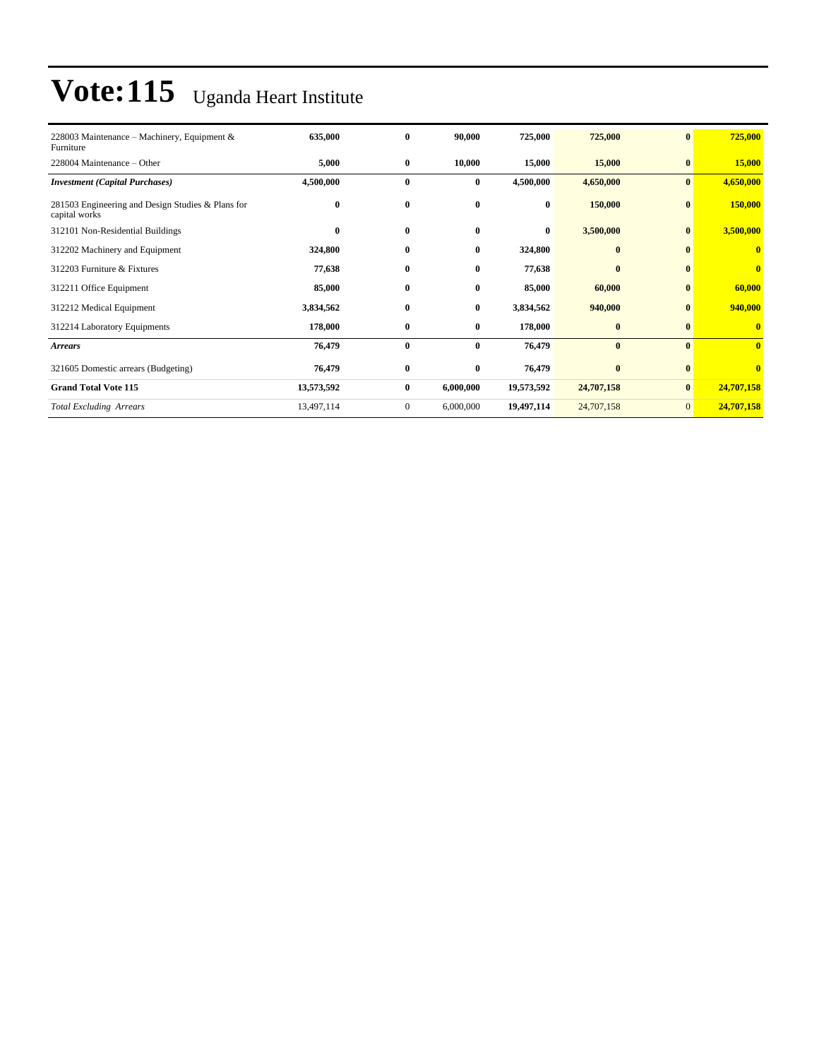# Vote:115 Uganda Heart Institute

| | | | | | | | |
|---|---|---|---|---|---|---|---|
| 228003 Maintenance – Machinery, Equipment & Furniture | **635,000** | **0** | **90,000** | **725,000** | **725,000** | **0** | **725,000** |
| 228004 Maintenance – Other | **5,000** | **0** | **10,000** | **15,000** | **15,000** | **0** | **15,000** |
| ***Investment (Capital Purchases)*** | **4,500,000** | **0** | **0** | **4,500,000** | **4,650,000** | **0** | **4,650,000** |
| 281503 Engineering and Design Studies & Plans for capital works | **0** | **0** | **0** | **0** | **150,000** | **0** | **150,000** |
| 312101 Non-Residential Buildings | **0** | **0** | **0** | **0** | **3,500,000** | **0** | **3,500,000** |
| 312202 Machinery and Equipment | **324,800** | **0** | **0** | **324,800** | **0** | **0** | **0** |
| 312203 Furniture & Fixtures | **77,638** | **0** | **0** | **77,638** | **0** | **0** | **0** |
| 312211 Office Equipment | **85,000** | **0** | **0** | **85,000** | **60,000** | **0** | **60,000** |
| 312212 Medical Equipment | **3,834,562** | **0** | **0** | **3,834,562** | **940,000** | **0** | **940,000** |
| 312214 Laboratory Equipments | **178,000** | **0** | **0** | **178,000** | **0** | **0** | **0** |
| ***Arrears*** | **76,479** | **0** | **0** | **76,479** | **0** | **0** | **0** |
| 321605 Domestic arrears (Budgeting) | **76,479** | **0** | **0** | **76,479** | **0** | **0** | **0** |
| **Grand Total Vote 115** | **13,573,592** | **0** | **6,000,000** | **19,573,592** | **24,707,158** | **0** | **24,707,158** |
| *Total Excluding Arrears* | 13,497,114 | 0 | 6,000,000 | **19,497,114** | 24,707,158 | 0 | **24,707,158** |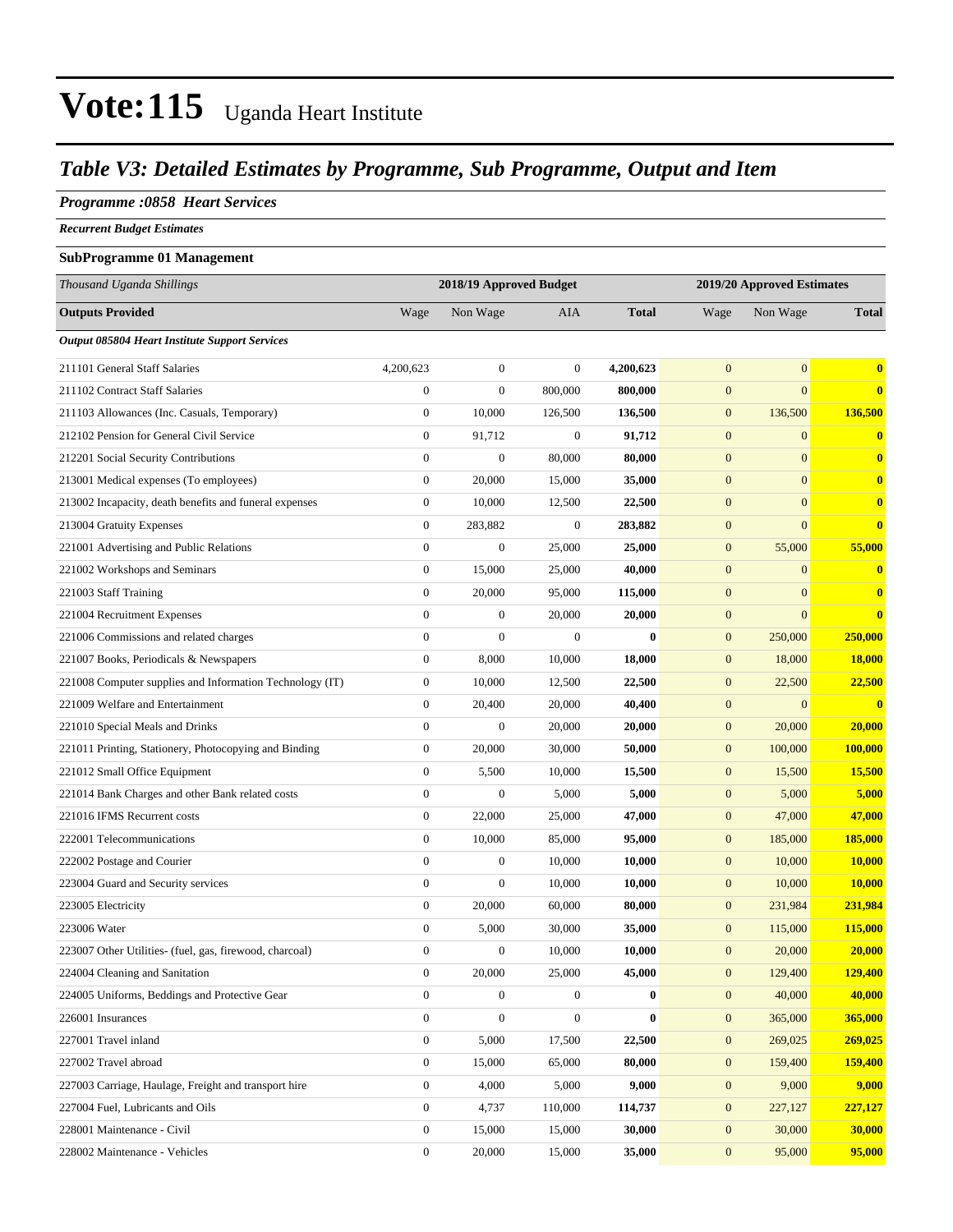# Vote:115 Uganda Heart Institute

## *Table V3: Detailed Estimates by Programme, Sub Programme, Output and Item*

### *Programme :0858 Heart Services*

***Recurrent Budget Estimates***

**SubProgramme 01 Management**

| *Thousand Uganda Shillings* | 2018/19 Approved Budget | | | | 2019/20 Approved Estimates | | |
|---|---|---|---|---|---|---|---|
| **Outputs Provided** | Wage | Non Wage | AIA | **Total** | Wage | Non Wage | **Total** |
| ***Output 085804 Heart Institute Support Services*** | | | | | | | |
| 211101 General Staff Salaries | 4,200,623 | 0 | 0 | **4,200,623** | 0 | 0 | **0** |
| 211102 Contract Staff Salaries | 0 | 0 | 800,000 | **800,000** | 0 | 0 | **0** |
| 211103 Allowances (Inc. Casuals, Temporary) | 0 | 10,000 | 126,500 | **136,500** | 0 | 136,500 | **136,500** |
| 212102 Pension for General Civil Service | 0 | 91,712 | 0 | **91,712** | 0 | 0 | **0** |
| 212201 Social Security Contributions | 0 | 0 | 80,000 | **80,000** | 0 | 0 | **0** |
| 213001 Medical expenses (To employees) | 0 | 20,000 | 15,000 | **35,000** | 0 | 0 | **0** |
| 213002 Incapacity, death benefits and funeral expenses | 0 | 10,000 | 12,500 | **22,500** | 0 | 0 | **0** |
| 213004 Gratuity Expenses | 0 | 283,882 | 0 | **283,882** | 0 | 0 | **0** |
| 221001 Advertising and Public Relations | 0 | 0 | 25,000 | **25,000** | 0 | 55,000 | **55,000** |
| 221002 Workshops and Seminars | 0 | 15,000 | 25,000 | **40,000** | 0 | 0 | **0** |
| 221003 Staff Training | 0 | 20,000 | 95,000 | **115,000** | 0 | 0 | **0** |
| 221004 Recruitment Expenses | 0 | 0 | 20,000 | **20,000** | 0 | 0 | **0** |
| 221006 Commissions and related charges | 0 | 0 | 0 | **0** | 0 | 250,000 | **250,000** |
| 221007 Books, Periodicals & Newspapers | 0 | 8,000 | 10,000 | **18,000** | 0 | 18,000 | **18,000** |
| 221008 Computer supplies and Information Technology (IT) | 0 | 10,000 | 12,500 | **22,500** | 0 | 22,500 | **22,500** |
| 221009 Welfare and Entertainment | 0 | 20,400 | 20,000 | **40,400** | 0 | 0 | **0** |
| 221010 Special Meals and Drinks | 0 | 0 | 20,000 | **20,000** | 0 | 20,000 | **20,000** |
| 221011 Printing, Stationery, Photocopying and Binding | 0 | 20,000 | 30,000 | **50,000** | 0 | 100,000 | **100,000** |
| 221012 Small Office Equipment | 0 | 5,500 | 10,000 | **15,500** | 0 | 15,500 | **15,500** |
| 221014 Bank Charges and other Bank related costs | 0 | 0 | 5,000 | **5,000** | 0 | 5,000 | **5,000** |
| 221016 IFMS Recurrent costs | 0 | 22,000 | 25,000 | **47,000** | 0 | 47,000 | **47,000** |
| 222001 Telecommunications | 0 | 10,000 | 85,000 | **95,000** | 0 | 185,000 | **185,000** |
| 222002 Postage and Courier | 0 | 0 | 10,000 | **10,000** | 0 | 10,000 | **10,000** |
| 223004 Guard and Security services | 0 | 0 | 10,000 | **10,000** | 0 | 10,000 | **10,000** |
| 223005 Electricity | 0 | 20,000 | 60,000 | **80,000** | 0 | 231,984 | **231,984** |
| 223006 Water | 0 | 5,000 | 30,000 | **35,000** | 0 | 115,000 | **115,000** |
| 223007 Other Utilities- (fuel, gas, firewood, charcoal) | 0 | 0 | 10,000 | **10,000** | 0 | 20,000 | **20,000** |
| 224004 Cleaning and Sanitation | 0 | 20,000 | 25,000 | **45,000** | 0 | 129,400 | **129,400** |
| 224005 Uniforms, Beddings and Protective Gear | 0 | 0 | 0 | **0** | 0 | 40,000 | **40,000** |
| 226001 Insurances | 0 | 0 | 0 | **0** | 0 | 365,000 | **365,000** |
| 227001 Travel inland | 0 | 5,000 | 17,500 | **22,500** | 0 | 269,025 | **269,025** |
| 227002 Travel abroad | 0 | 15,000 | 65,000 | **80,000** | 0 | 159,400 | **159,400** |
| 227003 Carriage, Haulage, Freight and transport hire | 0 | 4,000 | 5,000 | **9,000** | 0 | 9,000 | **9,000** |
| 227004 Fuel, Lubricants and Oils | 0 | 4,737 | 110,000 | **114,737** | 0 | 227,127 | **227,127** |
| 228001 Maintenance - Civil | 0 | 15,000 | 15,000 | **30,000** | 0 | 30,000 | **30,000** |
| 228002 Maintenance - Vehicles | 0 | 20,000 | 15,000 | **35,000** | 0 | 95,000 | **95,000** |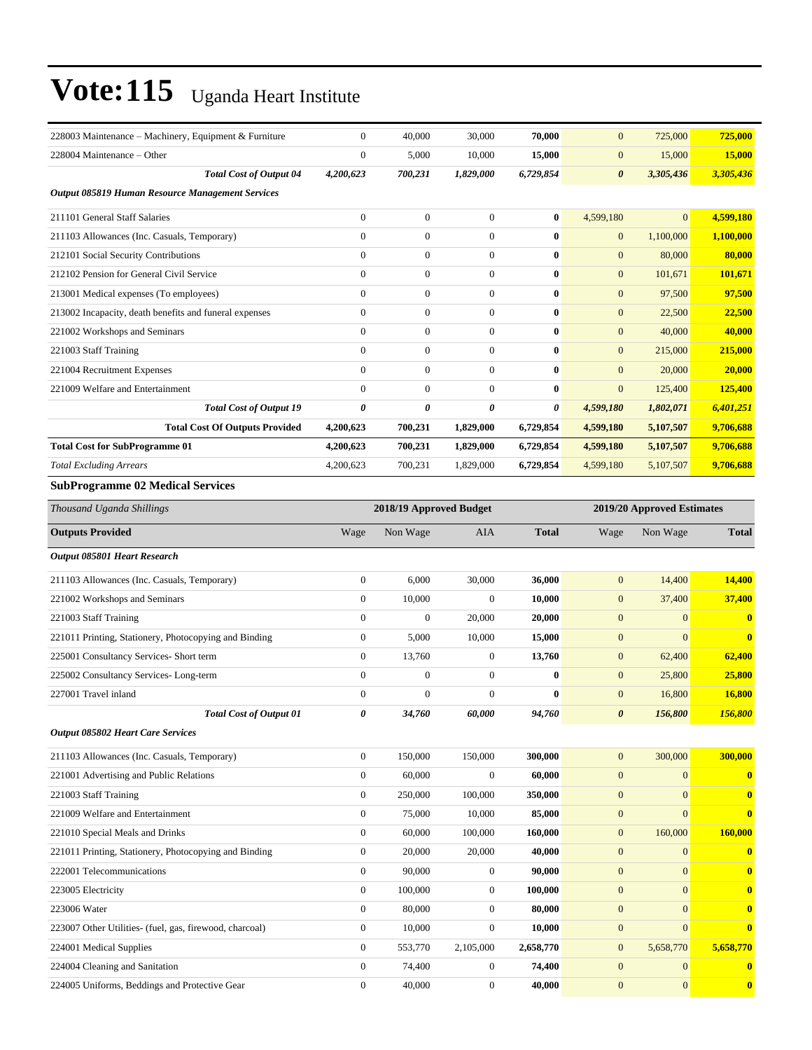# Vote:115 Uganda Heart Institute

| | | | | | | | |
|---|---|---|---|---|---|---|---|
| 228003 Maintenance – Machinery, Equipment & Furniture | 0 | 40,000 | 30,000 | **70,000** | 0 | 725,000 | **725,000** |
| 228004 Maintenance – Other | 0 | 5,000 | 10,000 | **15,000** | 0 | 15,000 | **15,000** |
| ***Total Cost of Output 04*** | ***4,200,623*** | ***700,231*** | ***1,829,000*** | ***6,729,854*** | ***0*** | ***3,305,436*** | ***3,305,436*** |
| ***Output 085819 Human Resource Management Services*** | | | | | | | |
| 211101 General Staff Salaries | 0 | 0 | 0 | **0** | 4,599,180 | 0 | **4,599,180** |
| 211103 Allowances (Inc. Casuals, Temporary) | 0 | 0 | 0 | **0** | 0 | 1,100,000 | **1,100,000** |
| 212101 Social Security Contributions | 0 | 0 | 0 | **0** | 0 | 80,000 | **80,000** |
| 212102 Pension for General Civil Service | 0 | 0 | 0 | **0** | 0 | 101,671 | **101,671** |
| 213001 Medical expenses (To employees) | 0 | 0 | 0 | **0** | 0 | 97,500 | **97,500** |
| 213002 Incapacity, death benefits and funeral expenses | 0 | 0 | 0 | **0** | 0 | 22,500 | **22,500** |
| 221002 Workshops and Seminars | 0 | 0 | 0 | **0** | 0 | 40,000 | **40,000** |
| 221003 Staff Training | 0 | 0 | 0 | **0** | 0 | 215,000 | **215,000** |
| 221004 Recruitment Expenses | 0 | 0 | 0 | **0** | 0 | 20,000 | **20,000** |
| 221009 Welfare and Entertainment | 0 | 0 | 0 | **0** | 0 | 125,400 | **125,400** |
| ***Total Cost of Output 19*** | ***0*** | ***0*** | ***0*** | ***0*** | ***4,599,180*** | ***1,802,071*** | ***6,401,251*** |
| **Total Cost Of Outputs Provided** | **4,200,623** | **700,231** | **1,829,000** | **6,729,854** | **4,599,180** | **5,107,507** | **9,706,688** |
| **Total Cost for SubProgramme 01** | **4,200,623** | **700,231** | **1,829,000** | **6,729,854** | **4,599,180** | **5,107,507** | **9,706,688** |
| *Total Excluding Arrears* | 4,200,623 | 700,231 | 1,829,000 | **6,729,854** | 4,599,180 | 5,107,507 | **9,706,688** |

**SubProgramme 02 Medical Services**

| *Thousand Uganda Shillings* | 2018/19 Approved Budget | | | | 2019/20 Approved Estimates | | |
|---|---|---|---|---|---|---|---|
| **Outputs Provided** | Wage | Non Wage | AIA | **Total** | Wage | Non Wage | **Total** |
| ***Output 085801 Heart Research*** | | | | | | | |
| 211103 Allowances (Inc. Casuals, Temporary) | 0 | 6,000 | 30,000 | **36,000** | 0 | 14,400 | **14,400** |
| 221002 Workshops and Seminars | 0 | 10,000 | 0 | **10,000** | 0 | 37,400 | **37,400** |
| 221003 Staff Training | 0 | 0 | 20,000 | **20,000** | 0 | 0 | **0** |
| 221011 Printing, Stationery, Photocopying and Binding | 0 | 5,000 | 10,000 | **15,000** | 0 | 0 | **0** |
| 225001 Consultancy Services- Short term | 0 | 13,760 | 0 | **13,760** | 0 | 62,400 | **62,400** |
| 225002 Consultancy Services- Long-term | 0 | 0 | 0 | **0** | 0 | 25,800 | **25,800** |
| 227001 Travel inland | 0 | 0 | 0 | **0** | 0 | 16,800 | **16,800** |
| ***Total Cost of Output 01*** | ***0*** | ***34,760*** | ***60,000*** | ***94,760*** | ***0*** | ***156,800*** | ***156,800*** |
| ***Output 085802 Heart Care Services*** | | | | | | | |
| 211103 Allowances (Inc. Casuals, Temporary) | 0 | 150,000 | 150,000 | **300,000** | 0 | 300,000 | **300,000** |
| 221001 Advertising and Public Relations | 0 | 60,000 | 0 | **60,000** | 0 | 0 | **0** |
| 221003 Staff Training | 0 | 250,000 | 100,000 | **350,000** | 0 | 0 | **0** |
| 221009 Welfare and Entertainment | 0 | 75,000 | 10,000 | **85,000** | 0 | 0 | **0** |
| 221010 Special Meals and Drinks | 0 | 60,000 | 100,000 | **160,000** | 0 | 160,000 | **160,000** |
| 221011 Printing, Stationery, Photocopying and Binding | 0 | 20,000 | 20,000 | **40,000** | 0 | 0 | **0** |
| 222001 Telecommunications | 0 | 90,000 | 0 | **90,000** | 0 | 0 | **0** |
| 223005 Electricity | 0 | 100,000 | 0 | **100,000** | 0 | 0 | **0** |
| 223006 Water | 0 | 80,000 | 0 | **80,000** | 0 | 0 | **0** |
| 223007 Other Utilities- (fuel, gas, firewood, charcoal) | 0 | 10,000 | 0 | **10,000** | 0 | 0 | **0** |
| 224001 Medical Supplies | 0 | 553,770 | 2,105,000 | **2,658,770** | 0 | 5,658,770 | **5,658,770** |
| 224004 Cleaning and Sanitation | 0 | 74,400 | 0 | **74,400** | 0 | 0 | **0** |
| 224005 Uniforms, Beddings and Protective Gear | 0 | 40,000 | 0 | **40,000** | 0 | 0 | **0** |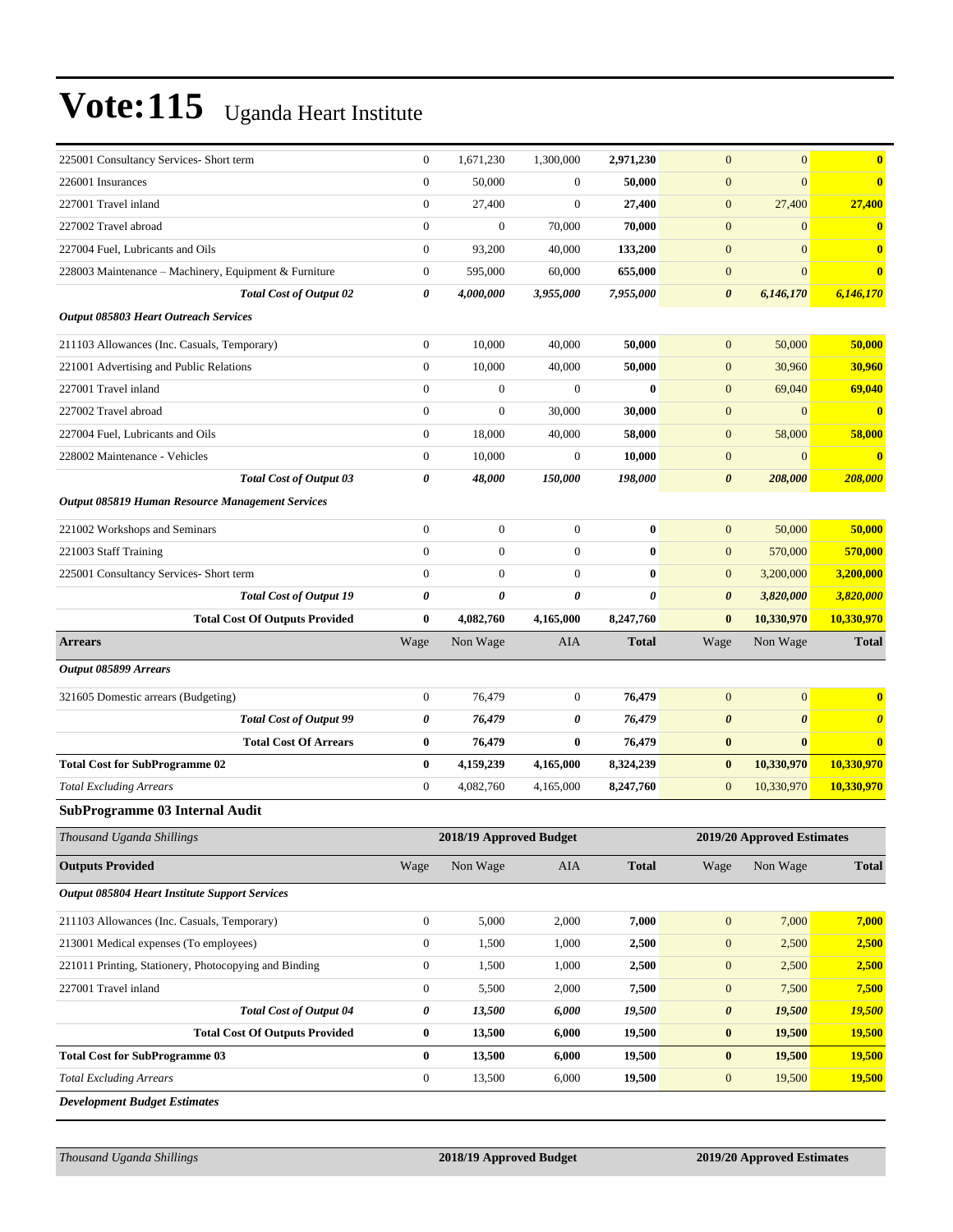| | | | | | | | |
|---|---|---|---|---|---|---|---|
| 225001 Consultancy Services- Short term | 0 | 1,671,230 | 1,300,000 | **2,971,230** | 0 | 0 | **0** |
| 226001 Insurances | 0 | 50,000 | 0 | **50,000** | 0 | 0 | **0** |
| 227001 Travel inland | 0 | 27,400 | 0 | **27,400** | 0 | 27,400 | **27,400** |
| 227002 Travel abroad | 0 | 0 | 70,000 | **70,000** | 0 | 0 | **0** |
| 227004 Fuel, Lubricants and Oils | 0 | 93,200 | 40,000 | **133,200** | 0 | 0 | **0** |
| 228003 Maintenance – Machinery, Equipment & Furniture | 0 | 595,000 | 60,000 | **655,000** | 0 | 0 | **0** |
| ***Total Cost of Output 02*** | ***0*** | ***4,000,000*** | ***3,955,000*** | ***7,955,000*** | ***0*** | ***6,146,170*** | ***6,146,170*** |
| ***Output 085803 Heart Outreach Services*** | | | | | | | |
| 211103 Allowances (Inc. Casuals, Temporary) | 0 | 10,000 | 40,000 | **50,000** | 0 | 50,000 | **50,000** |
| 221001 Advertising and Public Relations | 0 | 10,000 | 40,000 | **50,000** | 0 | 30,960 | **30,960** |
| 227001 Travel inland | 0 | 0 | 0 | **0** | 0 | 69,040 | **69,040** |
| 227002 Travel abroad | 0 | 0 | 30,000 | **30,000** | 0 | 0 | **0** |
| 227004 Fuel, Lubricants and Oils | 0 | 18,000 | 40,000 | **58,000** | 0 | 58,000 | **58,000** |
| 228002 Maintenance - Vehicles | 0 | 10,000 | 0 | **10,000** | 0 | 0 | **0** |
| ***Total Cost of Output 03*** | ***0*** | ***48,000*** | ***150,000*** | ***198,000*** | ***0*** | ***208,000*** | ***208,000*** |
| ***Output 085819 Human Resource Management Services*** | | | | | | | |
| 221002 Workshops and Seminars | 0 | 0 | 0 | **0** | 0 | 50,000 | **50,000** |
| 221003 Staff Training | 0 | 0 | 0 | **0** | 0 | 570,000 | **570,000** |
| 225001 Consultancy Services- Short term | 0 | 0 | 0 | **0** | 0 | 3,200,000 | **3,200,000** |
| ***Total Cost of Output 19*** | ***0*** | ***0*** | ***0*** | ***0*** | ***0*** | ***3,820,000*** | ***3,820,000*** |
| **Total Cost Of Outputs Provided** | **0** | **4,082,760** | **4,165,000** | **8,247,760** | **0** | **10,330,970** | **10,330,970** |
| **Arrears** | Wage | Non Wage | AIA | **Total** | Wage | Non Wage | **Total** |
| ***Output 085899 Arrears*** | | | | | | | |
| 321605 Domestic arrears (Budgeting) | 0 | 76,479 | 0 | **76,479** | 0 | 0 | **0** |
| ***Total Cost of Output 99*** | ***0*** | ***76,479*** | ***0*** | ***76,479*** | ***0*** | ***0*** | ***0*** |
| **Total Cost Of Arrears** | **0** | **76,479** | **0** | **76,479** | **0** | **0** | **0** |
| **Total Cost for SubProgramme 02** | **0** | **4,159,239** | **4,165,000** | **8,324,239** | **0** | **10,330,970** | **10,330,970** |
| *Total Excluding Arrears* | 0 | 4,082,760 | 4,165,000 | **8,247,760** | 0 | 10,330,970 | **10,330,970** |

### SubProgramme 03 Internal Audit

| *Thousand Uganda Shillings* | 2018/19 Approved Budget | | | | 2019/20 Approved Estimates | | |
|---|---|---|---|---|---|---|---|
| **Outputs Provided** | Wage | Non Wage | AIA | **Total** | Wage | Non Wage | **Total** |
| ***Output 085804 Heart Institute Support Services*** | | | | | | | |
| 211103 Allowances (Inc. Casuals, Temporary) | 0 | 5,000 | 2,000 | **7,000** | 0 | 7,000 | **7,000** |
| 213001 Medical expenses (To employees) | 0 | 1,500 | 1,000 | **2,500** | 0 | 2,500 | **2,500** |
| 221011 Printing, Stationery, Photocopying and Binding | 0 | 1,500 | 1,000 | **2,500** | 0 | 2,500 | **2,500** |
| 227001 Travel inland | 0 | 5,500 | 2,000 | **7,500** | 0 | 7,500 | **7,500** |
| ***Total Cost of Output 04*** | ***0*** | ***13,500*** | ***6,000*** | ***19,500*** | ***0*** | ***19,500*** | ***19,500*** |
| **Total Cost Of Outputs Provided** | **0** | **13,500** | **6,000** | **19,500** | **0** | **19,500** | **19,500** |
| **Total Cost for SubProgramme 03** | **0** | **13,500** | **6,000** | **19,500** | **0** | **19,500** | **19,500** |
| *Total Excluding Arrears* | 0 | 13,500 | 6,000 | **19,500** | 0 | 19,500 | **19,500** |

***Development Budget Estimates***

| *Thousand Uganda Shillings* | 2018/19 Approved Budget | 2019/20 Approved Estimates |
|---|---|---|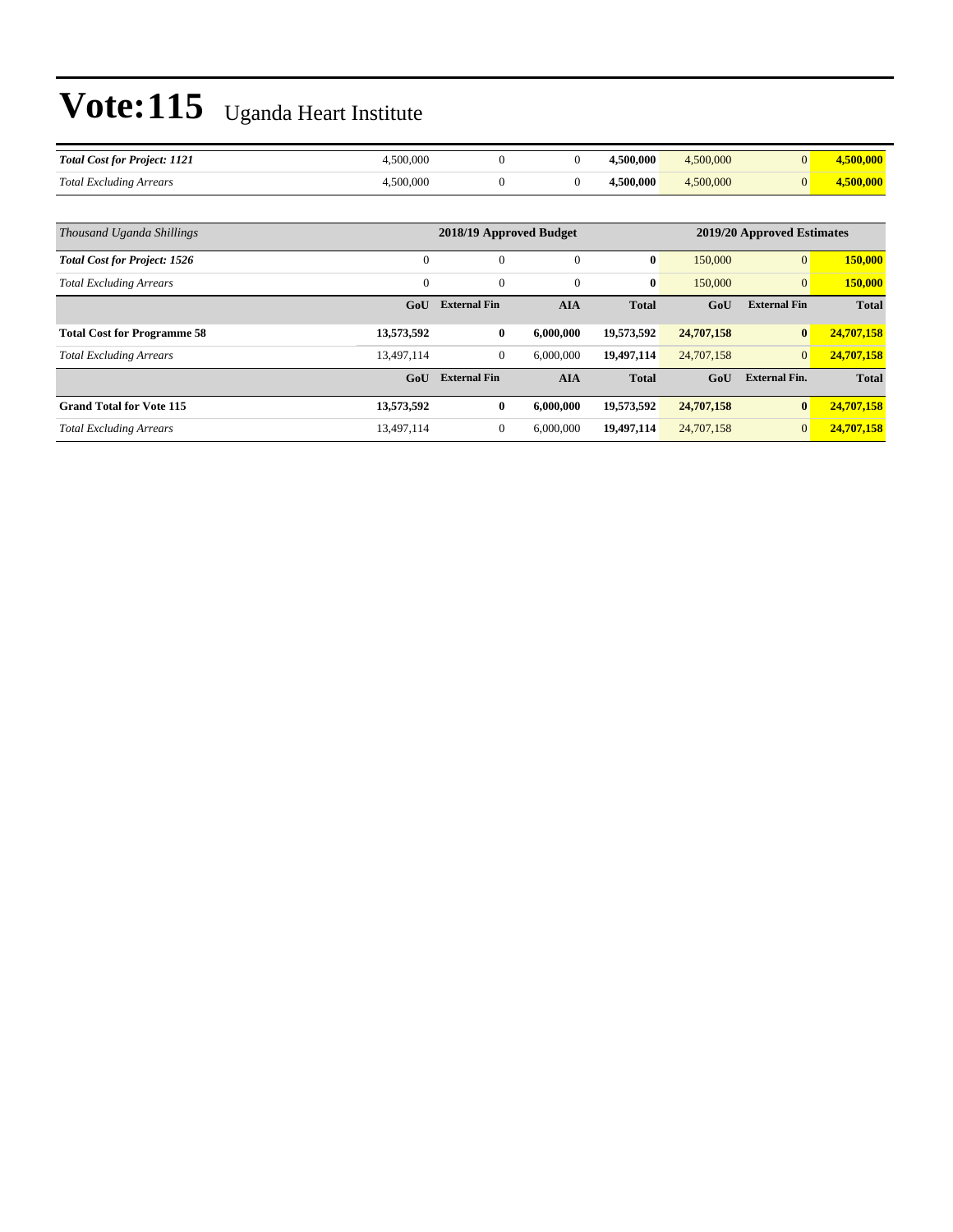# Vote:115 Uganda Heart Institute

| | | | | | | | |
|---|---|---|---|---|---|---|---|
| ***Total Cost for Project: 1121*** | 4,500,000 | 0 | 0 | **4,500,000** | 4,500,000 | 0 | **4,500,000** |
| *Total Excluding Arrears* | 4,500,000 | 0 | 0 | **4,500,000** | 4,500,000 | 0 | **4,500,000** |

| *Thousand Uganda Shillings* | 2018/19 Approved Budget | | | | 2019/20 Approved Estimates | | |
|---|---|---|---|---|---|---|---|
| ***Total Cost for Project: 1526*** | 0 | 0 | 0 | **0** | 150,000 | 0 | **150,000** |
| *Total Excluding Arrears* | 0 | 0 | 0 | **0** | 150,000 | 0 | **150,000** |
| | **GoU** | **External Fin** | **AIA** | **Total** | **GoU** | **External Fin** | **Total** |
| **Total Cost for Programme 58** | **13,573,592** | **0** | **6,000,000** | **19,573,592** | **24,707,158** | **0** | **24,707,158** |
| *Total Excluding Arrears* | 13,497,114 | 0 | 6,000,000 | **19,497,114** | 24,707,158 | 0 | **24,707,158** |
| | **GoU** | **External Fin** | **AIA** | **Total** | **GoU** | **External Fin.** | **Total** |
| **Grand Total for Vote 115** | **13,573,592** | **0** | **6,000,000** | **19,573,592** | **24,707,158** | **0** | **24,707,158** |
| *Total Excluding Arrears* | 13,497,114 | 0 | 6,000,000 | **19,497,114** | 24,707,158 | 0 | **24,707,158** |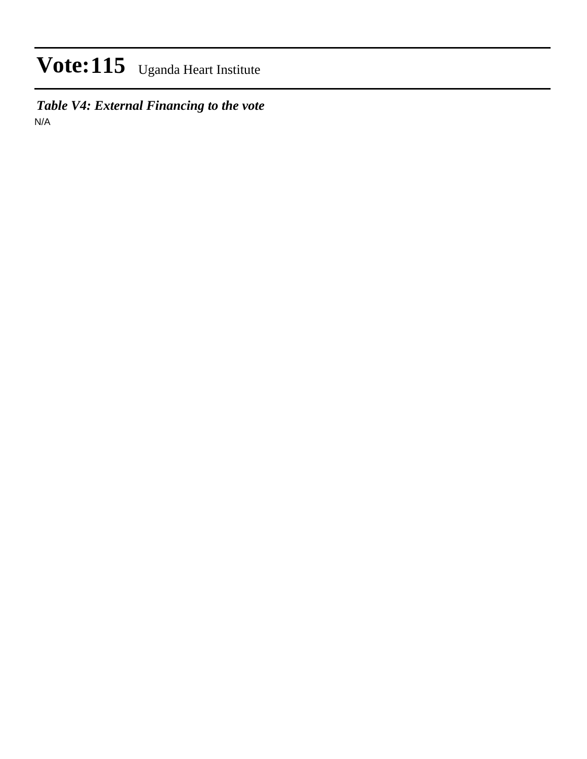# Vote:115 Uganda Heart Institute

***Table V4: External Financing to the vote***

N/A